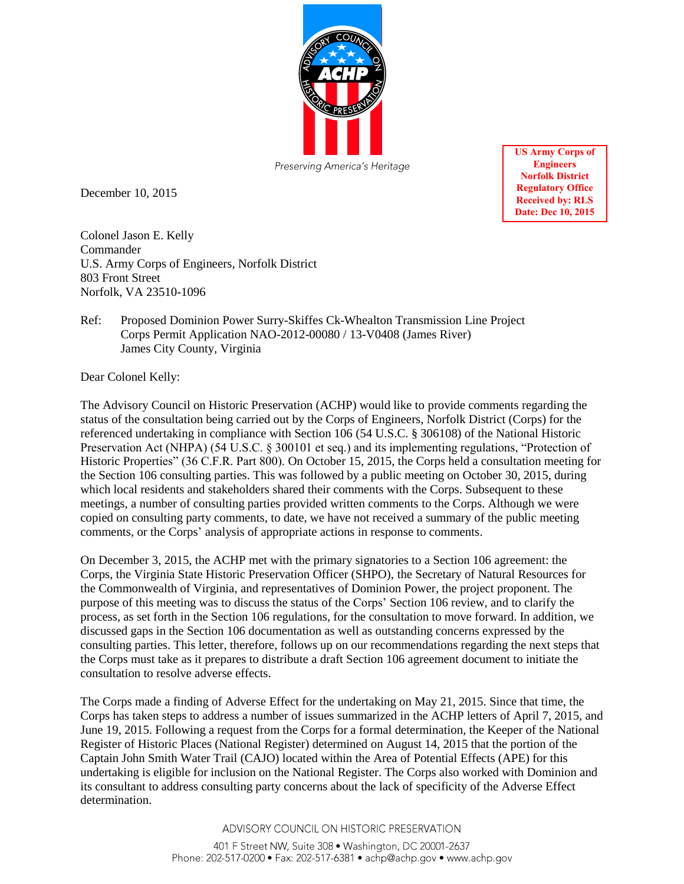Preserving America's Heritage

US Army Corps of Engineers
Norfolk District
Regulatory Office
Received by: RLS
Date: Dec 10, 2015

December 10, 2015

Colonel Jason E. Kelly
Commander
U.S. Army Corps of Engineers, Norfolk District
803 Front Street
Norfolk, VA 23510-1096

Ref: Proposed Dominion Power Surry-Skiffes Ck-Whealton Transmission Line Project
Corps Permit Application NAO-2012-00080 / 13-V0408 (James River)
James City County, Virginia

Dear Colonel Kelly:

The Advisory Council on Historic Preservation (ACHP) would like to provide comments regarding the status of the consultation being carried out by the Corps of Engineers, Norfolk District (Corps) for the referenced undertaking in compliance with Section 106 (54 U.S.C. § 306108) of the National Historic Preservation Act (NHPA) (54 U.S.C. § 300101 et seq.) and its implementing regulations, "Protection of Historic Properties" (36 C.F.R. Part 800). On October 15, 2015, the Corps held a consultation meeting for the Section 106 consulting parties. This was followed by a public meeting on October 30, 2015, during which local residents and stakeholders shared their comments with the Corps. Subsequent to these meetings, a number of consulting parties provided written comments to the Corps. Although we were copied on consulting party comments, to date, we have not received a summary of the public meeting comments, or the Corps' analysis of appropriate actions in response to comments.

On December 3, 2015, the ACHP met with the primary signatories to a Section 106 agreement: the Corps, the Virginia State Historic Preservation Officer (SHPO), the Secretary of Natural Resources for the Commonwealth of Virginia, and representatives of Dominion Power, the project proponent. The purpose of this meeting was to discuss the status of the Corps' Section 106 review, and to clarify the process, as set forth in the Section 106 regulations, for the consultation to move forward. In addition, we discussed gaps in the Section 106 documentation as well as outstanding concerns expressed by the consulting parties. This letter, therefore, follows up on our recommendations regarding the next steps that the Corps must take as it prepares to distribute a draft Section 106 agreement document to initiate the consultation to resolve adverse effects.

The Corps made a finding of Adverse Effect for the undertaking on May 21, 2015. Since that time, the Corps has taken steps to address a number of issues summarized in the ACHP letters of April 7, 2015, and June 19, 2015. Following a request from the Corps for a formal determination, the Keeper of the National Register of Historic Places (National Register) determined on August 14, 2015 that the portion of the Captain John Smith Water Trail (CAJO) located within the Area of Potential Effects (APE) for this undertaking is eligible for inclusion on the National Register. The Corps also worked with Dominion and its consultant to address consulting party concerns about the lack of specificity of the Adverse Effect determination.

ADVISORY COUNCIL ON HISTORIC PRESERVATION

401 F Street NW, Suite 308 • Washington, DC 20001-2637
Phone: 202-517-0200 • Fax: 202-517-6381 • achp@achp.gov • www.achp.gov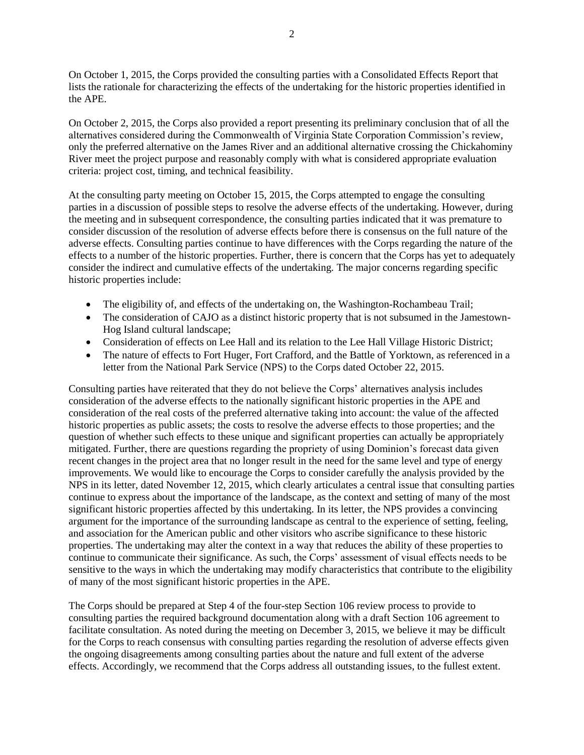On October 1, 2015, the Corps provided the consulting parties with a Consolidated Effects Report that lists the rationale for characterizing the effects of the undertaking for the historic properties identified in the APE.

On October 2, 2015, the Corps also provided a report presenting its preliminary conclusion that of all the alternatives considered during the Commonwealth of Virginia State Corporation Commission's review, only the preferred alternative on the James River and an additional alternative crossing the Chickahominy River meet the project purpose and reasonably comply with what is considered appropriate evaluation criteria: project cost, timing, and technical feasibility.

At the consulting party meeting on October 15, 2015, the Corps attempted to engage the consulting parties in a discussion of possible steps to resolve the adverse effects of the undertaking. However, during the meeting and in subsequent correspondence, the consulting parties indicated that it was premature to consider discussion of the resolution of adverse effects before there is consensus on the full nature of the adverse effects. Consulting parties continue to have differences with the Corps regarding the nature of the effects to a number of the historic properties. Further, there is concern that the Corps has yet to adequately consider the indirect and cumulative effects of the undertaking. The major concerns regarding specific historic properties include:

- The eligibility of, and effects of the undertaking on, the Washington-Rochambeau Trail;
- The consideration of CAJO as a distinct historic property that is not subsumed in the Jamestown-Hog Island cultural landscape;
- Consideration of effects on Lee Hall and its relation to the Lee Hall Village Historic District;
- The nature of effects to Fort Huger, Fort Crafford, and the Battle of Yorktown, as referenced in a letter from the National Park Service (NPS) to the Corps dated October 22, 2015.

Consulting parties have reiterated that they do not believe the Corps' alternatives analysis includes consideration of the adverse effects to the nationally significant historic properties in the APE and consideration of the real costs of the preferred alternative taking into account: the value of the affected historic properties as public assets; the costs to resolve the adverse effects to those properties; and the question of whether such effects to these unique and significant properties can actually be appropriately mitigated. Further, there are questions regarding the propriety of using Dominion's forecast data given recent changes in the project area that no longer result in the need for the same level and type of energy improvements. We would like to encourage the Corps to consider carefully the analysis provided by the NPS in its letter, dated November 12, 2015, which clearly articulates a central issue that consulting parties continue to express about the importance of the landscape, as the context and setting of many of the most significant historic properties affected by this undertaking. In its letter, the NPS provides a convincing argument for the importance of the surrounding landscape as central to the experience of setting, feeling, and association for the American public and other visitors who ascribe significance to these historic properties. The undertaking may alter the context in a way that reduces the ability of these properties to continue to communicate their significance. As such, the Corps' assessment of visual effects needs to be sensitive to the ways in which the undertaking may modify characteristics that contribute to the eligibility of many of the most significant historic properties in the APE.

The Corps should be prepared at Step 4 of the four-step Section 106 review process to provide to consulting parties the required background documentation along with a draft Section 106 agreement to facilitate consultation. As noted during the meeting on December 3, 2015, we believe it may be difficult for the Corps to reach consensus with consulting parties regarding the resolution of adverse effects given the ongoing disagreements among consulting parties about the nature and full extent of the adverse effects. Accordingly, we recommend that the Corps address all outstanding issues, to the fullest extent.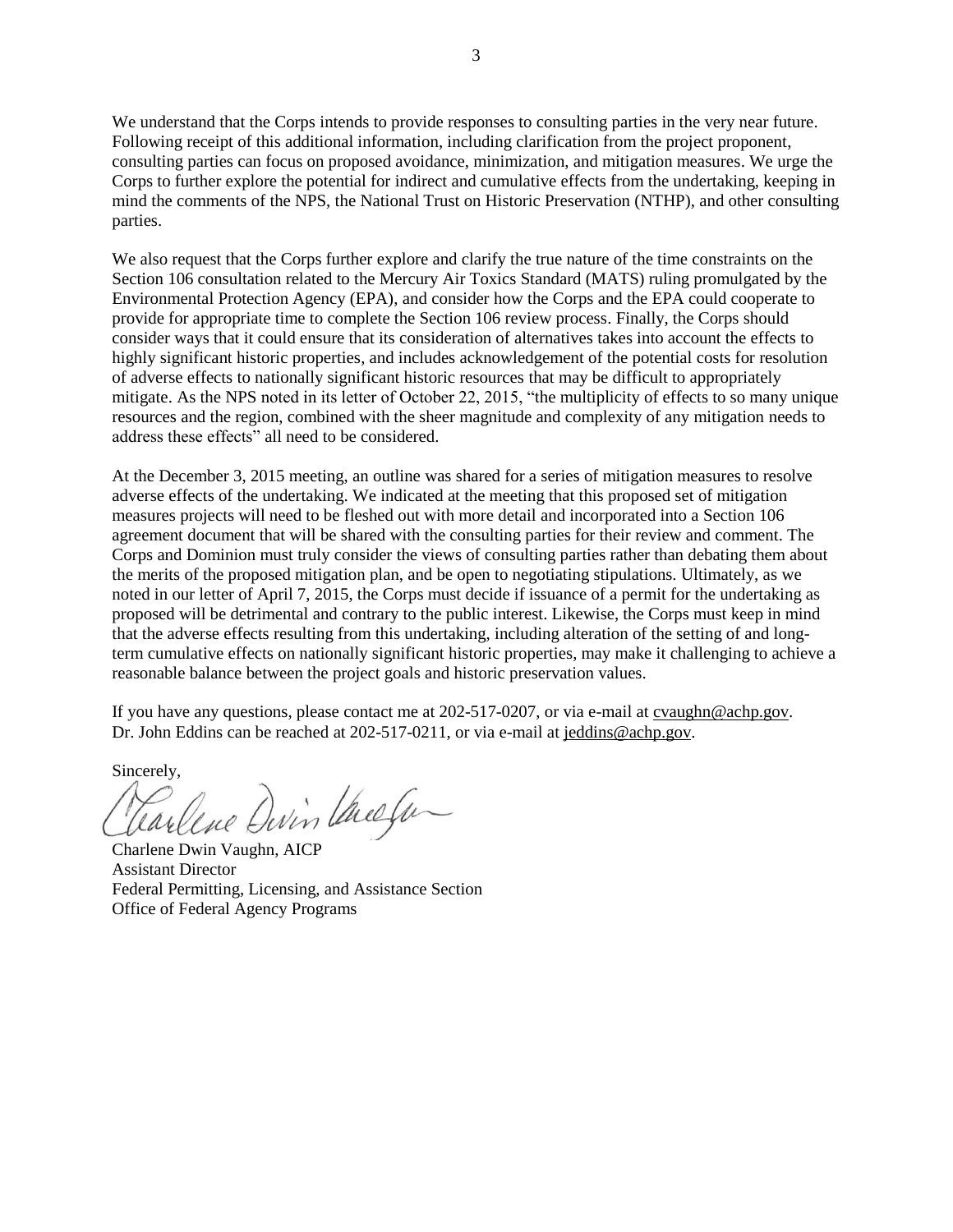We understand that the Corps intends to provide responses to consulting parties in the very near future. Following receipt of this additional information, including clarification from the project proponent, consulting parties can focus on proposed avoidance, minimization, and mitigation measures. We urge the Corps to further explore the potential for indirect and cumulative effects from the undertaking, keeping in mind the comments of the NPS, the National Trust on Historic Preservation (NTHP), and other consulting parties.

We also request that the Corps further explore and clarify the true nature of the time constraints on the Section 106 consultation related to the Mercury Air Toxics Standard (MATS) ruling promulgated by the Environmental Protection Agency (EPA), and consider how the Corps and the EPA could cooperate to provide for appropriate time to complete the Section 106 review process. Finally, the Corps should consider ways that it could ensure that its consideration of alternatives takes into account the effects to highly significant historic properties, and includes acknowledgement of the potential costs for resolution of adverse effects to nationally significant historic resources that may be difficult to appropriately mitigate. As the NPS noted in its letter of October 22, 2015, "the multiplicity of effects to so many unique resources and the region, combined with the sheer magnitude and complexity of any mitigation needs to address these effects" all need to be considered.

At the December 3, 2015 meeting, an outline was shared for a series of mitigation measures to resolve adverse effects of the undertaking. We indicated at the meeting that this proposed set of mitigation measures projects will need to be fleshed out with more detail and incorporated into a Section 106 agreement document that will be shared with the consulting parties for their review and comment. The Corps and Dominion must truly consider the views of consulting parties rather than debating them about the merits of the proposed mitigation plan, and be open to negotiating stipulations. Ultimately, as we noted in our letter of April 7, 2015, the Corps must decide if issuance of a permit for the undertaking as proposed will be detrimental and contrary to the public interest. Likewise, the Corps must keep in mind that the adverse effects resulting from this undertaking, including alteration of the setting of and long-term cumulative effects on nationally significant historic properties, may make it challenging to achieve a reasonable balance between the project goals and historic preservation values.

If you have any questions, please contact me at 202-517-0207, or via e-mail at cvaughn@achp.gov. Dr. John Eddins can be reached at 202-517-0211, or via e-mail at jeddins@achp.gov.

Sincerely,

Charlene Dwin Vaughn

Charlene Dwin Vaughn, AICP
Assistant Director
Federal Permitting, Licensing, and Assistance Section
Office of Federal Agency Programs